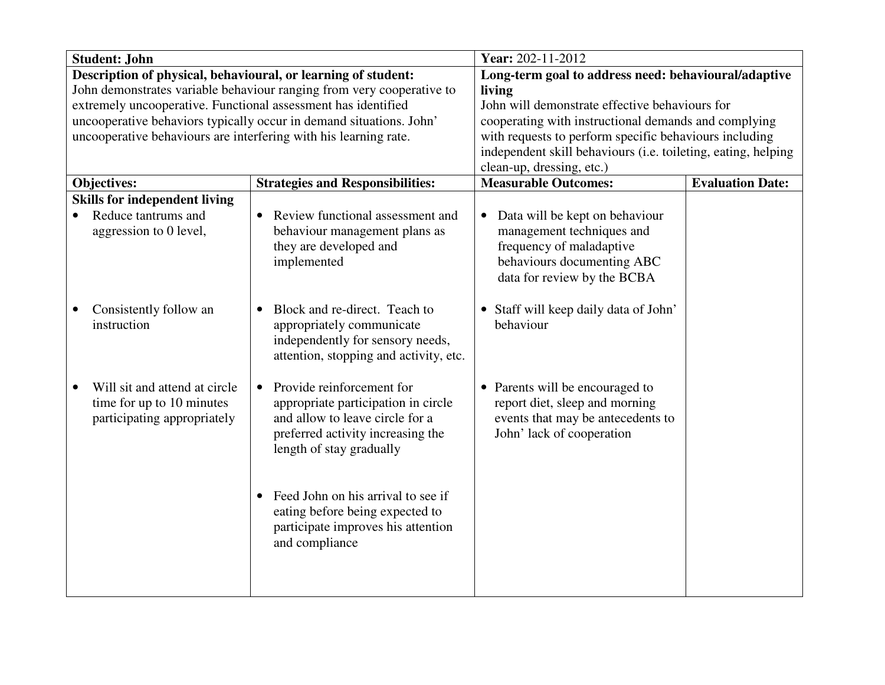| **Student: John** | | **Year:** 202-11-2012 | |
|---|---|---|---|
| **Description of physical, behavioural, or learning of student:** John demonstrates variable behaviour ranging from very cooperative to extremely uncooperative. Functional assessment has identified uncooperative behaviors typically occur in demand situations. John' uncooperative behaviours are interfering with his learning rate. | | **Long-term goal to address need: behavioural/adaptive living** John will demonstrate effective behaviours for cooperating with instructional demands and complying with requests to perform specific behaviours including independent skill behaviours (i.e. toileting, eating, helping clean-up, dressing, etc.) | |
| **Objectives:** | **Strategies and Responsibilities:** | **Measurable Outcomes:** | **Evaluation Date:** |
| **Skills for independent living**<br>• Reduce tantrums and aggression to 0 level, | • Review functional assessment and behaviour management plans as they are developed and implemented | • Data will be kept on behaviour management techniques and frequency of maladaptive behaviours documenting ABC data for review by the BCBA | |
| • Consistently follow an instruction | • Block and re-direct. Teach to appropriately communicate independently for sensory needs, attention, stopping and activity, etc. | • Staff will keep daily data of John' behaviour | |
| • Will sit and attend at circle time for up to 10 minutes participating appropriately | • Provide reinforcement for appropriate participation in circle and allow to leave circle for a preferred activity increasing the length of stay gradually | • Parents will be encouraged to report diet, sleep and morning events that may be antecedents to John' lack of cooperation | |
| | • Feed John on his arrival to see if eating before being expected to participate improves his attention and compliance | | |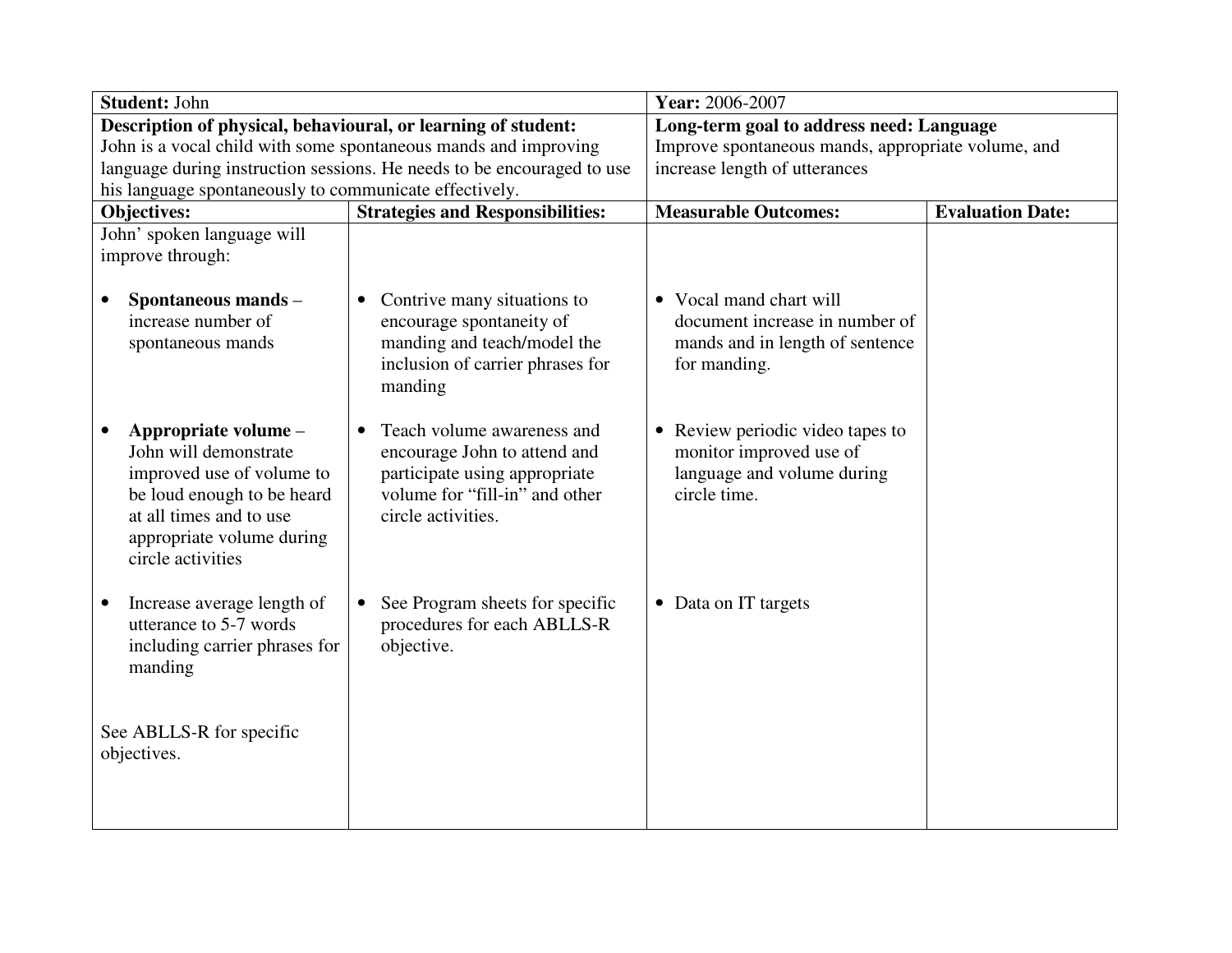| **Student:** John | | **Year:** 2006-2007 | |
|---|---|---|---|
| **Description of physical, behavioural, or learning of student:** John is a vocal child with some spontaneous mands and improving language during instruction sessions. He needs to be encouraged to use his language spontaneously to communicate effectively. | | **Long-term goal to address need: Language** Improve spontaneous mands, appropriate volume, and increase length of utterances | |
| **Objectives:** | **Strategies and Responsibilities:** | **Measurable Outcomes:** | **Evaluation Date:** |
| John' spoken language will improve through: | | | |
| • **Spontaneous mands** – increase number of spontaneous mands | • Contrive many situations to encourage spontaneity of manding and teach/model the inclusion of carrier phrases for manding | • Vocal mand chart will document increase in number of mands and in length of sentence for manding. | |
| • **Appropriate volume** – John will demonstrate improved use of volume to be loud enough to be heard at all times and to use appropriate volume during circle activities | • Teach volume awareness and encourage John to attend and participate using appropriate volume for "fill-in" and other circle activities. | • Review periodic video tapes to monitor improved use of language and volume during circle time. | |
| • Increase average length of utterance to 5-7 words including carrier phrases for manding | • See Program sheets for specific procedures for each ABLLS-R objective. | • Data on IT targets | |
| See ABLLS-R for specific objectives. | | | |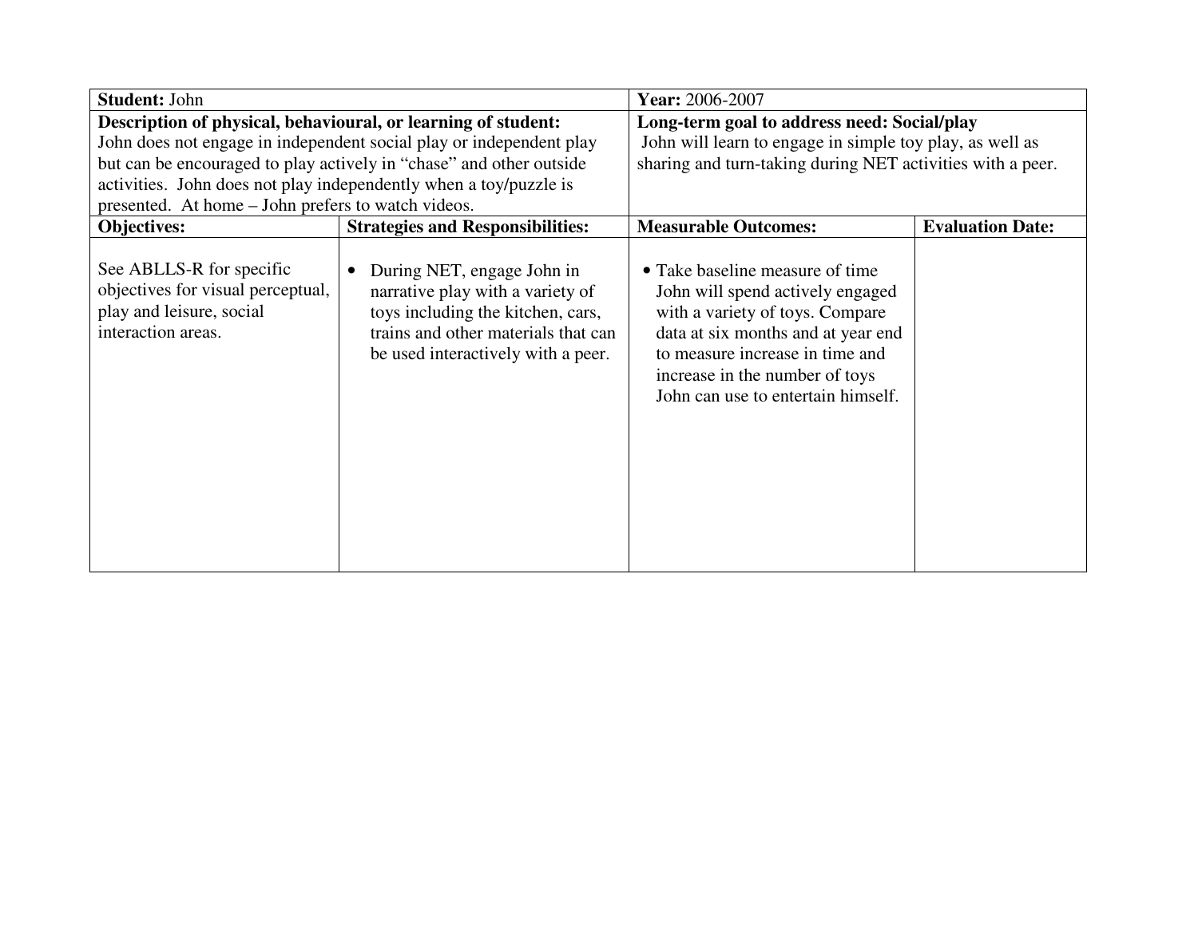| **Student:** John | | **Year:** 2006-2007 | |
|---|---|---|---|
| **Description of physical, behavioural, or learning of student:** John does not engage in independent social play or independent play but can be encouraged to play actively in "chase" and other outside activities. John does not play independently when a toy/puzzle is presented. At home – John prefers to watch videos. | | **Long-term goal to address need: Social/play** John will learn to engage in simple toy play, as well as sharing and turn-taking during NET activities with a peer. | |
| **Objectives:** | **Strategies and Responsibilities:** | **Measurable Outcomes:** | **Evaluation Date:** |
| See ABLLS-R for specific objectives for visual perceptual, play and leisure, social interaction areas. | • During NET, engage John in narrative play with a variety of toys including the kitchen, cars, trains and other materials that can be used interactively with a peer. | • Take baseline measure of time John will spend actively engaged with a variety of toys. Compare data at six months and at year end to measure increase in time and increase in the number of toys John can use to entertain himself. | |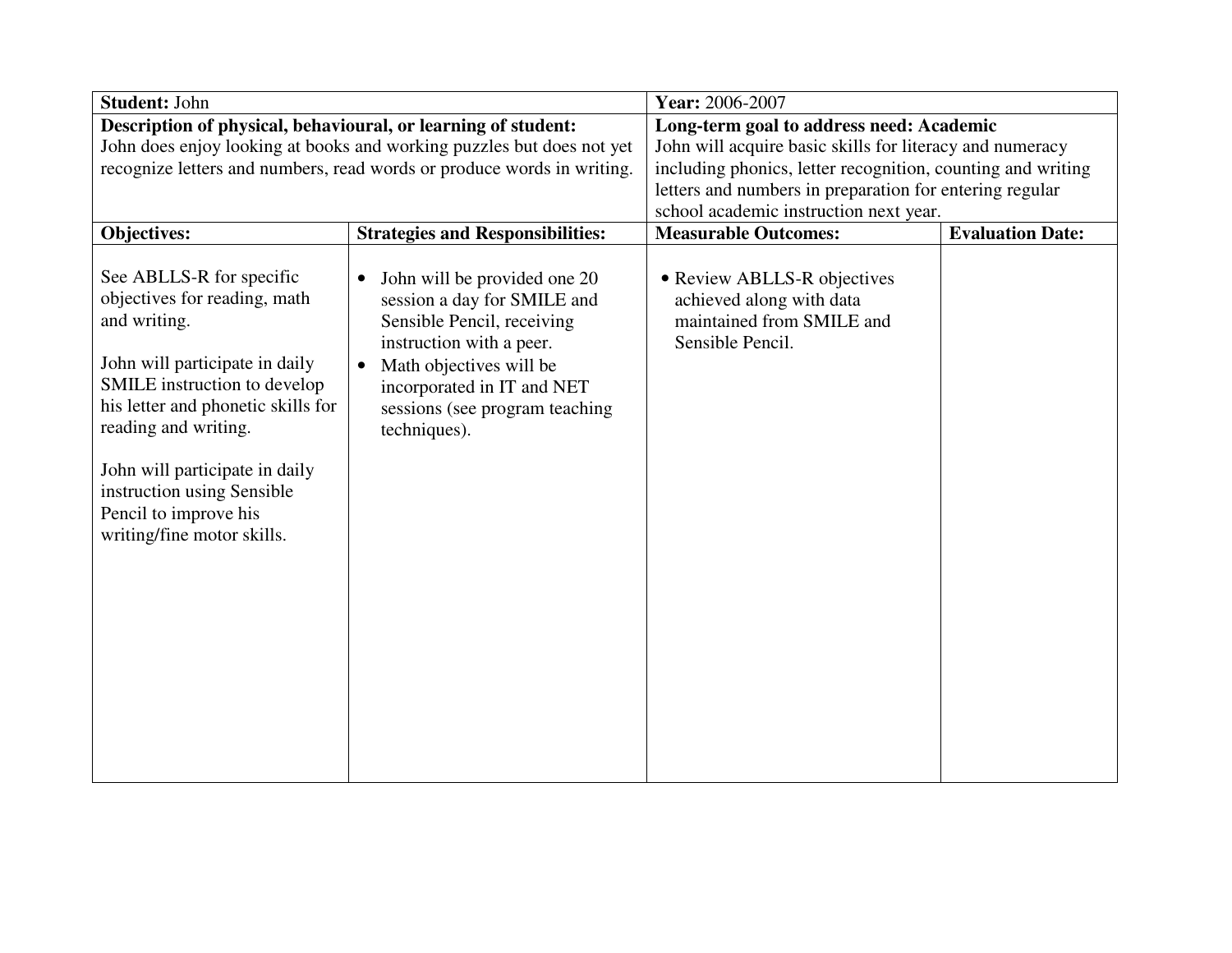| | | | |
|---|---|---|---|
| **Student:** John | | **Year:** 2006-2007 | |
| **Description of physical, behavioural, or learning of student:** John does enjoy looking at books and working puzzles but does not yet recognize letters and numbers, read words or produce words in writing. | | **Long-term goal to address need: Academic** John will acquire basic skills for literacy and numeracy including phonics, letter recognition, counting and writing letters and numbers in preparation for entering regular school academic instruction next year. | |
| **Objectives:** | **Strategies and Responsibilities:** | **Measurable Outcomes:** | **Evaluation Date:** |
| See ABLLS-R for specific objectives for reading, math and writing.<br><br>John will participate in daily SMILE instruction to develop his letter and phonetic skills for reading and writing.<br><br>John will participate in daily instruction using Sensible Pencil to improve his writing/fine motor skills. | • John will be provided one 20 session a day for SMILE and Sensible Pencil, receiving instruction with a peer.<br>• Math objectives will be incorporated in IT and NET sessions (see program teaching techniques). | • Review ABLLS-R objectives achieved along with data maintained from SMILE and Sensible Pencil. | |